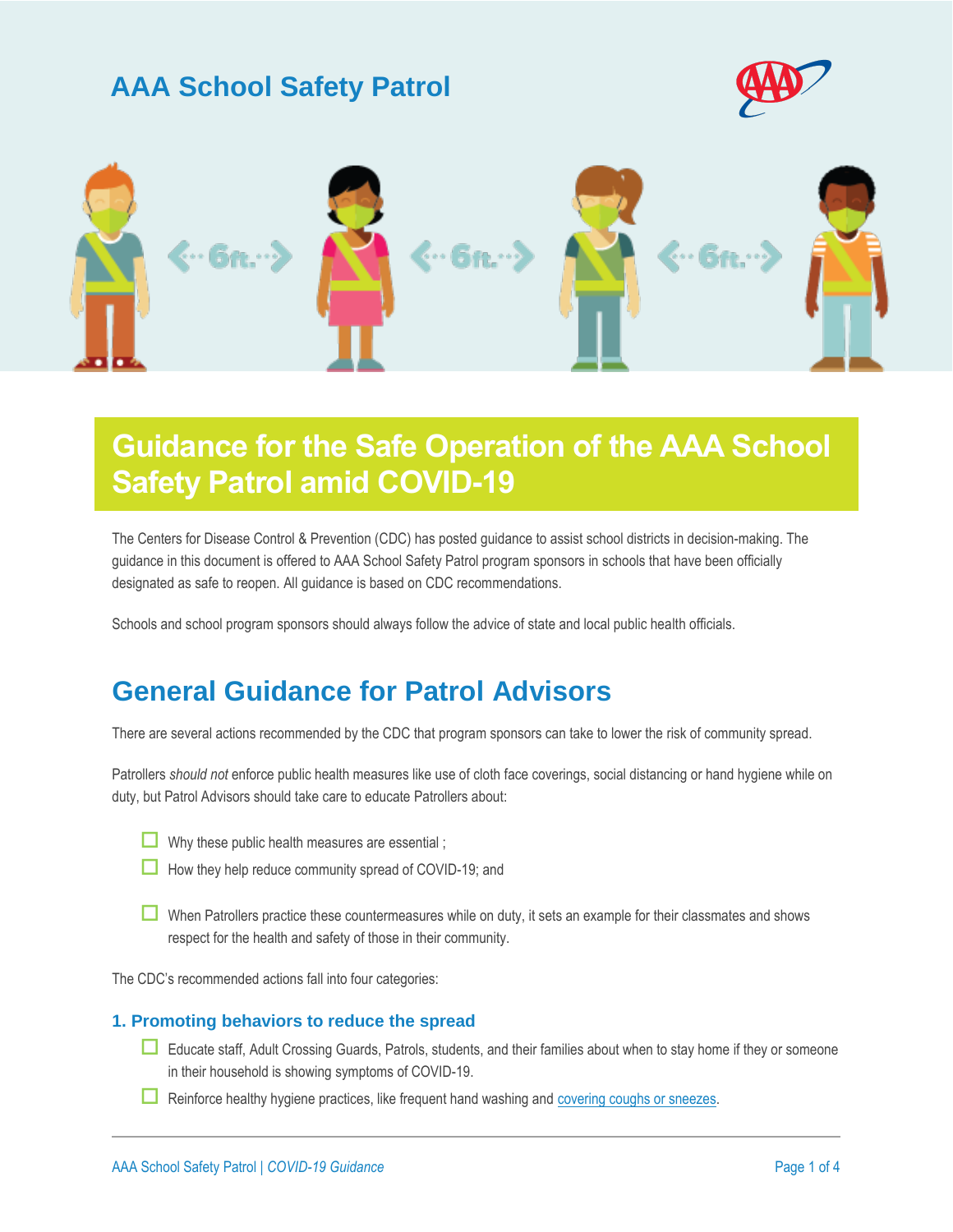# AAA School Safety Patrol

## Guidance for the Safe Operation of the AAA School Safety Patrol amid COVID-19

The Centers for Disease Control & Prevention (CDC) has posted guidance to assist school districts in decision-making. The guidance in this document is offered to AAA School Safety Patrol program sponsors in schools that have been officially designated as safe to reopen. All guidance is based on CDC recommendations.

Schools and school program sponsors should always follow the advice of state and local public health officials.

## General Guidance for Patrol Advisors

There are several actions recommended by the CDC that program sponsors can take to lower the risk of community spread.

Patrollers *should not* enforce public health measures like use of cloth face coverings, social distancing or hand hygiene while on duty, but Patrol Advisors should take care to educate Patrollers about:

- Why these public health measures are essential ;
- How they help reduce community spread of COVID-19; and
- When Patrollers practice these countermeasures while on duty, it sets an example for their classmates and shows respect for the health and safety of those in their community.

The CDC's recommended actions fall into four categories:

### 1. Promoting behaviors to reduce the spread

- Educate staff, Adult Crossing Guards, Patrols, students, and their families about when to stay home if they or someone in their household is showing symptoms of COVID-19.
- Reinforce healthy hygiene practices, like frequent hand washing and covering coughs or sneezes.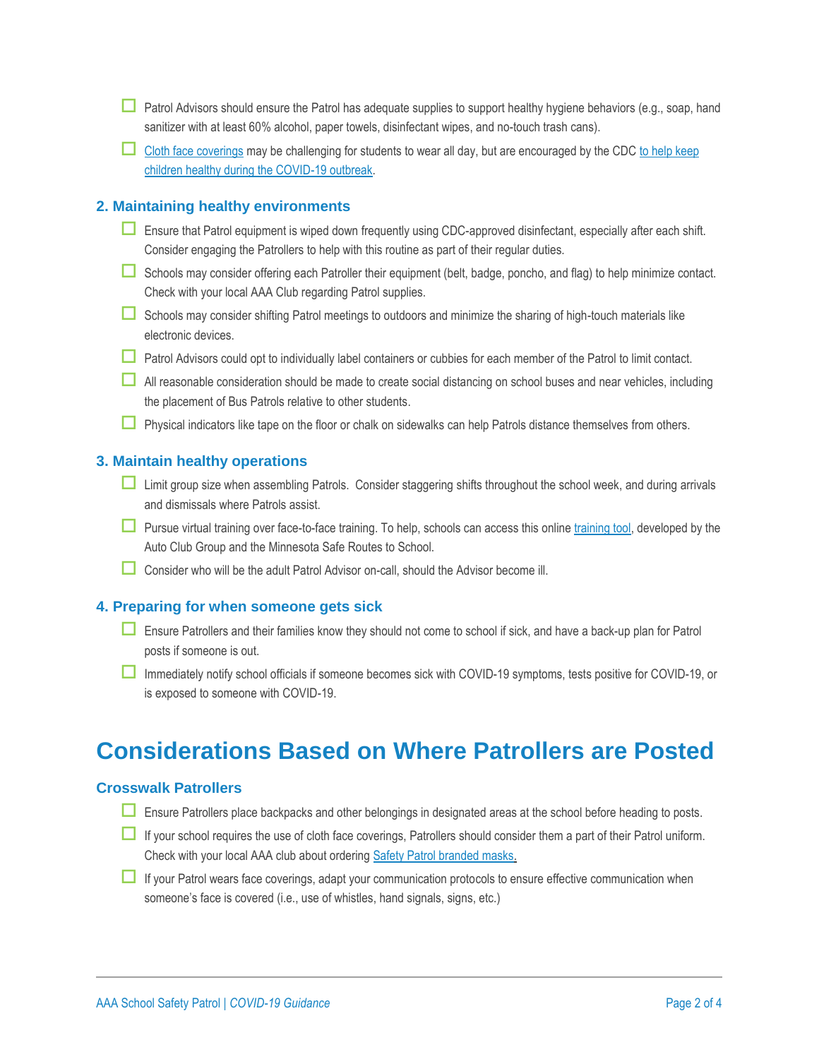- [ ] Patrol Advisors should ensure the Patrol has adequate supplies to support healthy hygiene behaviors (e.g., soap, hand sanitizer with at least 60% alcohol, paper towels, disinfectant wipes, and no-touch trash cans).
- [ ] Cloth face coverings may be challenging for students to wear all day, but are encouraged by the CDC to help keep children healthy during the COVID-19 outbreak.

### 2. Maintaining healthy environments

- [ ] Ensure that Patrol equipment is wiped down frequently using CDC-approved disinfectant, especially after each shift. Consider engaging the Patrollers to help with this routine as part of their regular duties.
- [ ] Schools may consider offering each Patroller their equipment (belt, badge, poncho, and flag) to help minimize contact. Check with your local AAA Club regarding Patrol supplies.
- [ ] Schools may consider shifting Patrol meetings to outdoors and minimize the sharing of high-touch materials like electronic devices.
- [ ] Patrol Advisors could opt to individually label containers or cubbies for each member of the Patrol to limit contact.
- [ ] All reasonable consideration should be made to create social distancing on school buses and near vehicles, including the placement of Bus Patrols relative to other students.
- [ ] Physical indicators like tape on the floor or chalk on sidewalks can help Patrols distance themselves from others.

### 3. Maintain healthy operations

- [ ] Limit group size when assembling Patrols. Consider staggering shifts throughout the school week, and during arrivals and dismissals where Patrols assist.
- [ ] Pursue virtual training over face-to-face training. To help, schools can access this online training tool, developed by the Auto Club Group and the Minnesota Safe Routes to School.
- [ ] Consider who will be the adult Patrol Advisor on-call, should the Advisor become ill.

### 4. Preparing for when someone gets sick

- [ ] Ensure Patrollers and their families know they should not come to school if sick, and have a back-up plan for Patrol posts if someone is out.
- [ ] Immediately notify school officials if someone becomes sick with COVID-19 symptoms, tests positive for COVID-19, or is exposed to someone with COVID-19.

## Considerations Based on Where Patrollers are Posted

### Crosswalk Patrollers

- [ ] Ensure Patrollers place backpacks and other belongings in designated areas at the school before heading to posts.
- [ ] If your school requires the use of cloth face coverings, Patrollers should consider them a part of their Patrol uniform. Check with your local AAA club about ordering Safety Patrol branded masks.
- [ ] If your Patrol wears face coverings, adapt your communication protocols to ensure effective communication when someone's face is covered (i.e., use of whistles, hand signals, signs, etc.)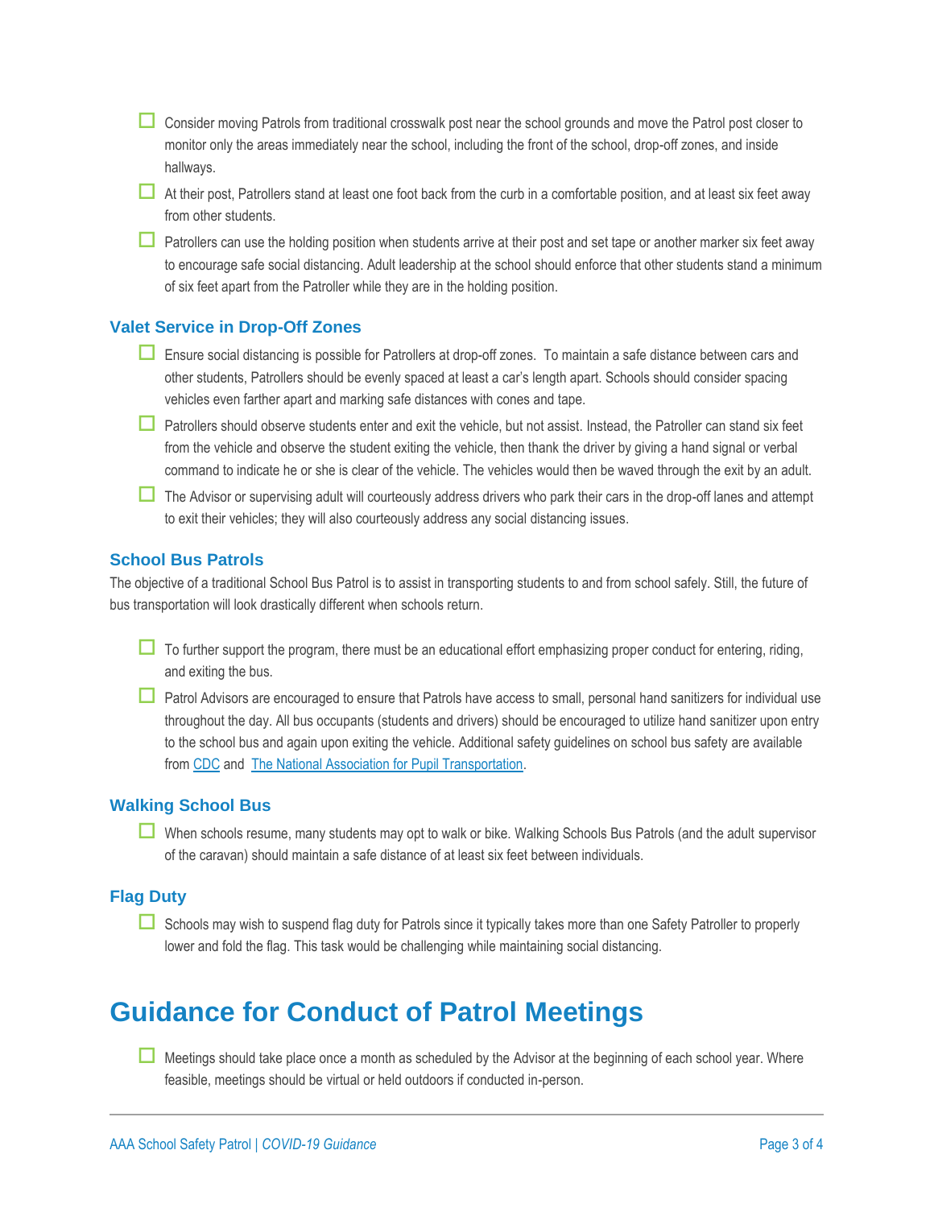- [ ] Consider moving Patrols from traditional crosswalk post near the school grounds and move the Patrol post closer to monitor only the areas immediately near the school, including the front of the school, drop-off zones, and inside hallways.
- [ ] At their post, Patrollers stand at least one foot back from the curb in a comfortable position, and at least six feet away from other students.
- [ ] Patrollers can use the holding position when students arrive at their post and set tape or another marker six feet away to encourage safe social distancing. Adult leadership at the school should enforce that other students stand a minimum of six feet apart from the Patroller while they are in the holding position.

### Valet Service in Drop-Off Zones

- [ ] Ensure social distancing is possible for Patrollers at drop-off zones.  To maintain a safe distance between cars and other students, Patrollers should be evenly spaced at least a car's length apart. Schools should consider spacing vehicles even farther apart and marking safe distances with cones and tape.
- [ ] Patrollers should observe students enter and exit the vehicle, but not assist. Instead, the Patroller can stand six feet from the vehicle and observe the student exiting the vehicle, then thank the driver by giving a hand signal or verbal command to indicate he or she is clear of the vehicle. The vehicles would then be waved through the exit by an adult.
- [ ] The Advisor or supervising adult will courteously address drivers who park their cars in the drop-off lanes and attempt to exit their vehicles; they will also courteously address any social distancing issues.

### School Bus Patrols

The objective of a traditional School Bus Patrol is to assist in transporting students to and from school safely. Still, the future of bus transportation will look drastically different when schools return.

- [ ] To further support the program, there must be an educational effort emphasizing proper conduct for entering, riding, and exiting the bus.
- [ ] Patrol Advisors are encouraged to ensure that Patrols have access to small, personal hand sanitizers for individual use throughout the day. All bus occupants (students and drivers) should be encouraged to utilize hand sanitizer upon entry to the school bus and again upon exiting the vehicle. Additional safety guidelines on school bus safety are available from CDC and The National Association for Pupil Transportation.

### Walking School Bus

- [ ] When schools resume, many students may opt to walk or bike. Walking Schools Bus Patrols (and the adult supervisor of the caravan) should maintain a safe distance of at least six feet between individuals.

### Flag Duty

- [ ] Schools may wish to suspend flag duty for Patrols since it typically takes more than one Safety Patroller to properly lower and fold the flag. This task would be challenging while maintaining social distancing.

# Guidance for Conduct of Patrol Meetings

- [ ] Meetings should take place once a month as scheduled by the Advisor at the beginning of each school year. Where feasible, meetings should be virtual or held outdoors if conducted in-person.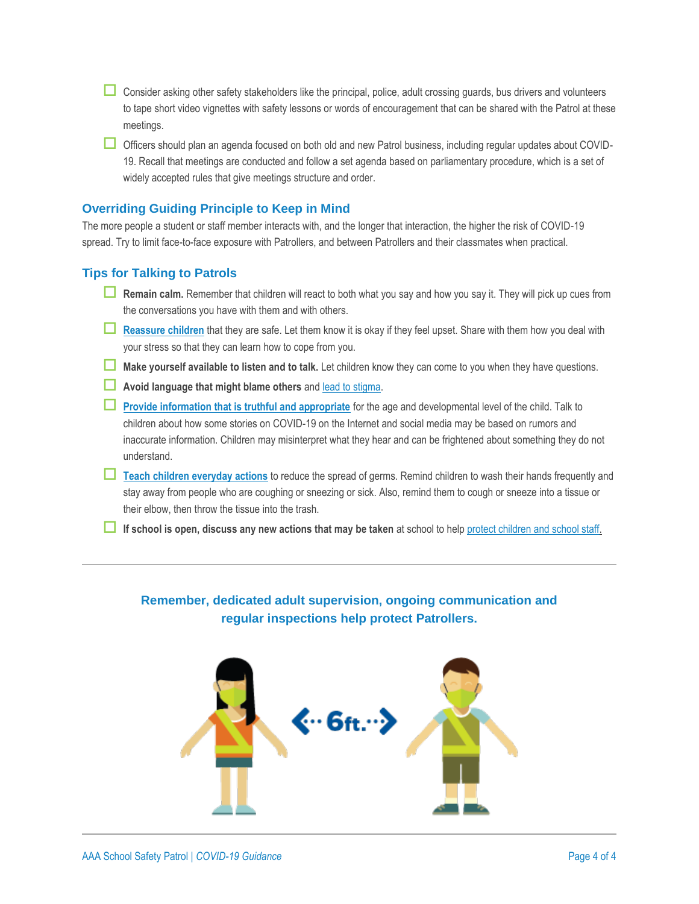- Consider asking other safety stakeholders like the principal, police, adult crossing guards, bus drivers and volunteers to tape short video vignettes with safety lessons or words of encouragement that can be shared with the Patrol at these meetings.
- Officers should plan an agenda focused on both old and new Patrol business, including regular updates about COVID-19. Recall that meetings are conducted and follow a set agenda based on parliamentary procedure, which is a set of widely accepted rules that give meetings structure and order.

## Overriding Guiding Principle to Keep in Mind

The more people a student or staff member interacts with, and the longer that interaction, the higher the risk of COVID-19 spread. Try to limit face-to-face exposure with Patrollers, and between Patrollers and their classmates when practical.

## Tips for Talking to Patrols

- **Remain calm.** Remember that children will react to both what you say and how you say it. They will pick up cues from the conversations you have with them and with others.
- **Reassure children** that they are safe. Let them know it is okay if they feel upset. Share with them how you deal with your stress so that they can learn how to cope from you.
- **Make yourself available to listen and to talk.** Let children know they can come to you when they have questions.
- **Avoid language that might blame others** and lead to stigma.
- **Provide information that is truthful and appropriate** for the age and developmental level of the child. Talk to children about how some stories on COVID-19 on the Internet and social media may be based on rumors and inaccurate information. Children may misinterpret what they hear and can be frightened about something they do not understand.
- **Teach children everyday actions** to reduce the spread of germs. Remind children to wash their hands frequently and stay away from people who are coughing or sneezing or sick. Also, remind them to cough or sneeze into a tissue or their elbow, then throw the tissue into the trash.
- **If school is open, discuss any new actions that may be taken** at school to help protect children and school staff.

---

**Remember, dedicated adult supervision, ongoing communication and regular inspections help protect Patrollers.**

6ft.